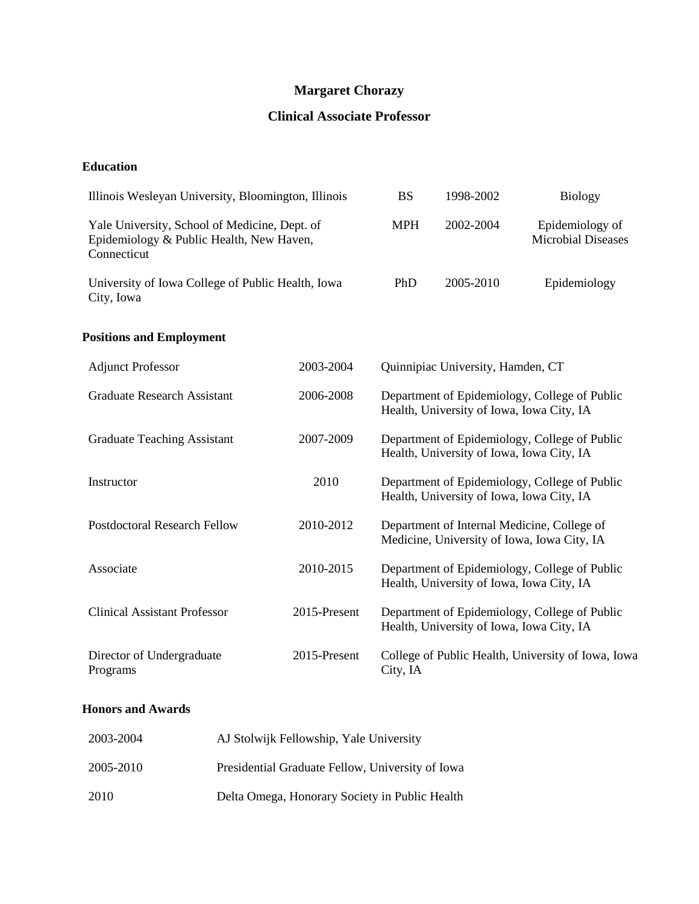# Margaret Chorazy

## Clinical Associate Professor

### Education

| | | | |
|---|---|---|---|
| Illinois Wesleyan University, Bloomington, Illinois | BS | 1998-2002 | Biology |
| Yale University, School of Medicine, Dept. of Epidemiology & Public Health, New Haven, Connecticut | MPH | 2002-2004 | Epidemiology of Microbial Diseases |
| University of Iowa College of Public Health, Iowa City, Iowa | PhD | 2005-2010 | Epidemiology |

### Positions and Employment

| | | |
|---|---|---|
| Adjunct Professor | 2003-2004 | Quinnipiac University, Hamden, CT |
| Graduate Research Assistant | 2006-2008 | Department of Epidemiology, College of Public Health, University of Iowa, Iowa City, IA |
| Graduate Teaching Assistant | 2007-2009 | Department of Epidemiology, College of Public Health, University of Iowa, Iowa City, IA |
| Instructor | 2010 | Department of Epidemiology, College of Public Health, University of Iowa, Iowa City, IA |
| Postdoctoral Research Fellow | 2010-2012 | Department of Internal Medicine, College of Medicine, University of Iowa, Iowa City, IA |
| Associate | 2010-2015 | Department of Epidemiology, College of Public Health, University of Iowa, Iowa City, IA |
| Clinical Assistant Professor | 2015-Present | Department of Epidemiology, College of Public Health, University of Iowa, Iowa City, IA |
| Director of Undergraduate Programs | 2015-Present | College of Public Health, University of Iowa, Iowa City, IA |

### Honors and Awards

| | |
|---|---|
| 2003-2004 | AJ Stolwijk Fellowship, Yale University |
| 2005-2010 | Presidential Graduate Fellow, University of Iowa |
| 2010 | Delta Omega, Honorary Society in Public Health |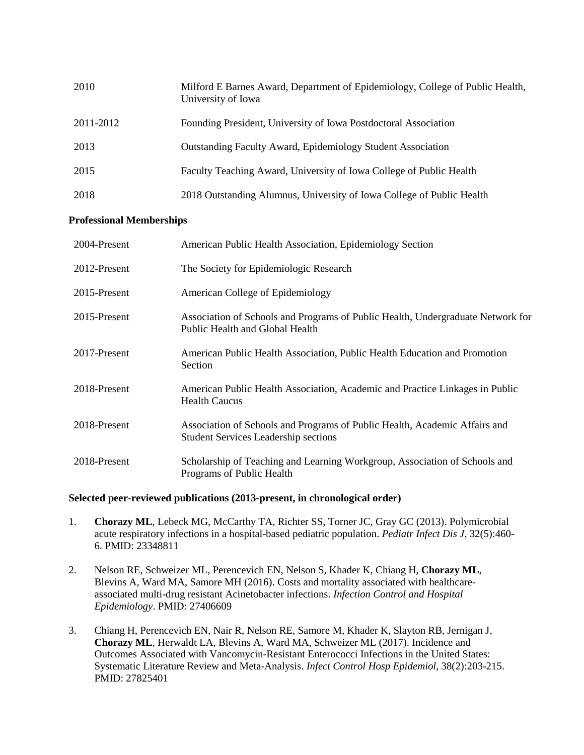| | |
|---|---|
| 2010 | Milford E Barnes Award, Department of Epidemiology, College of Public Health, University of Iowa |
| 2011-2012 | Founding President, University of Iowa Postdoctoral Association |
| 2013 | Outstanding Faculty Award, Epidemiology Student Association |
| 2015 | Faculty Teaching Award, University of Iowa College of Public Health |
| 2018 | 2018 Outstanding Alumnus, University of Iowa College of Public Health |

**Professional Memberships**

| | |
|---|---|
| 2004-Present | American Public Health Association, Epidemiology Section |
| 2012-Present | The Society for Epidemiologic Research |
| 2015-Present | American College of Epidemiology |
| 2015-Present | Association of Schools and Programs of Public Health, Undergraduate Network for Public Health and Global Health |
| 2017-Present | American Public Health Association, Public Health Education and Promotion Section |
| 2018-Present | American Public Health Association, Academic and Practice Linkages in Public Health Caucus |
| 2018-Present | Association of Schools and Programs of Public Health, Academic Affairs and Student Services Leadership sections |
| 2018-Present | Scholarship of Teaching and Learning Workgroup, Association of Schools and Programs of Public Health |

**Selected peer-reviewed publications (2013-present, in chronological order)**

1. **Chorazy ML**, Lebeck MG, McCarthy TA, Richter SS, Torner JC, Gray GC (2013). Polymicrobial acute respiratory infections in a hospital-based pediatric population. *Pediatr Infect Dis J*, 32(5):460-6. PMID: 23348811

2. Nelson RE, Schweizer ML, Perencevich EN, Nelson S, Khader K, Chiang H, **Chorazy ML**, Blevins A, Ward MA, Samore MH (2016). Costs and mortality associated with healthcare-associated multi-drug resistant Acinetobacter infections. *Infection Control and Hospital Epidemiology*. PMID: 27406609

3. Chiang H, Perencevich EN, Nair R, Nelson RE, Samore M, Khader K, Slayton RB, Jernigan J, **Chorazy ML**, Herwaldt LA, Blevins A, Ward MA, Schweizer ML (2017). Incidence and Outcomes Associated with Vancomycin-Resistant Enterococci Infections in the United States: Systematic Literature Review and Meta-Analysis. *Infect Control Hosp Epidemiol*, 38(2):203-215. PMID: 27825401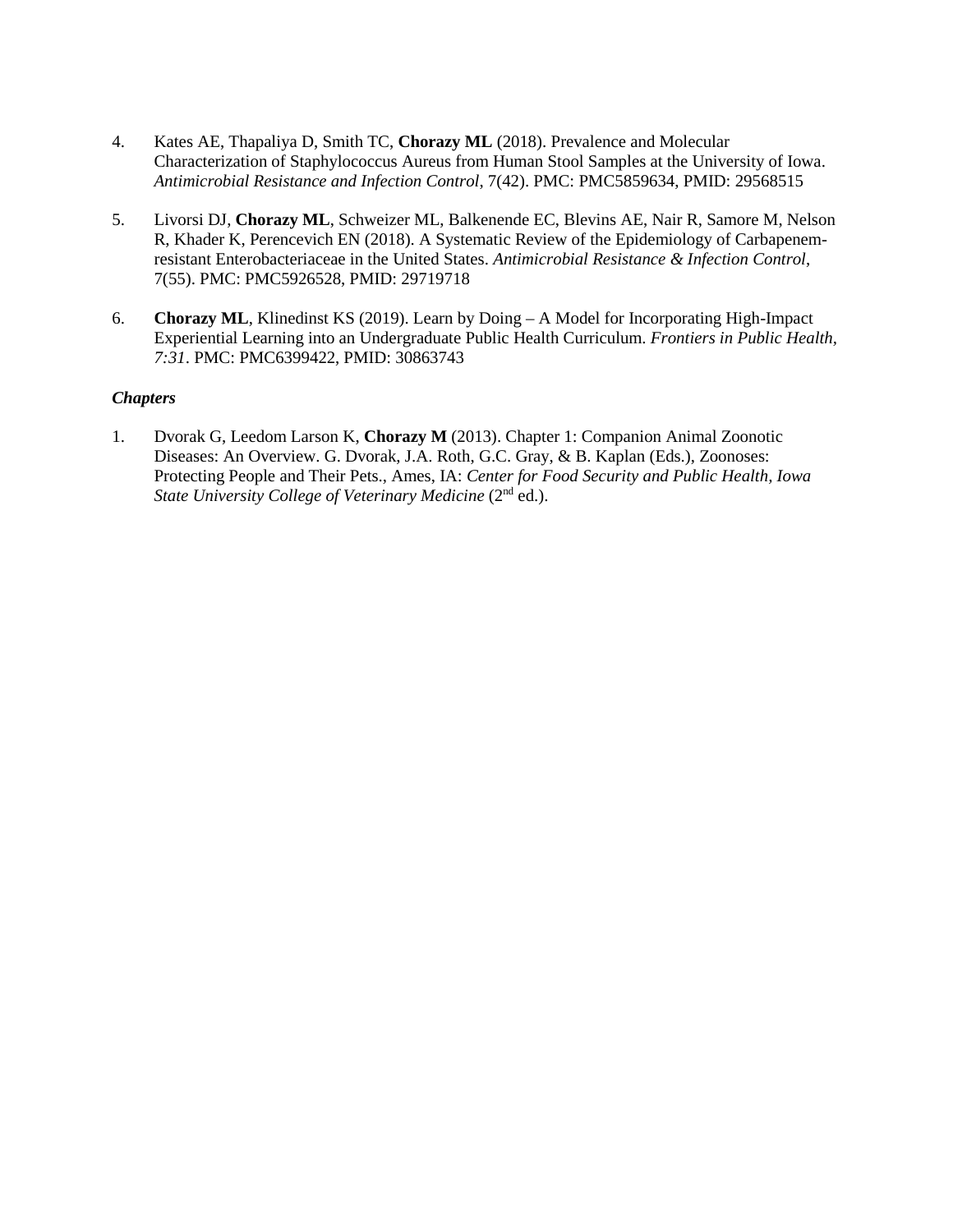4. Kates AE, Thapaliya D, Smith TC, **Chorazy ML** (2018). Prevalence and Molecular Characterization of Staphylococcus Aureus from Human Stool Samples at the University of Iowa. *Antimicrobial Resistance and Infection Control*, 7(42). PMC: PMC5859634, PMID: 29568515

5. Livorsi DJ, **Chorazy ML**, Schweizer ML, Balkenende EC, Blevins AE, Nair R, Samore M, Nelson R, Khader K, Perencevich EN (2018). A Systematic Review of the Epidemiology of Carbapenem-resistant Enterobacteriaceae in the United States. *Antimicrobial Resistance & Infection Control*, 7(55). PMC: PMC5926528, PMID: 29719718

6. **Chorazy ML**, Klinedinst KS (2019). Learn by Doing – A Model for Incorporating High-Impact Experiential Learning into an Undergraduate Public Health Curriculum. *Frontiers in Public Health, 7:31*. PMC: PMC6399422, PMID: 30863743

***Chapters***

1. Dvorak G, Leedom Larson K, **Chorazy M** (2013). Chapter 1: Companion Animal Zoonotic Diseases: An Overview. G. Dvorak, J.A. Roth, G.C. Gray, & B. Kaplan (Eds.), Zoonoses: Protecting People and Their Pets., Ames, IA: *Center for Food Security and Public Health, Iowa State University College of Veterinary Medicine* (2nd ed.).